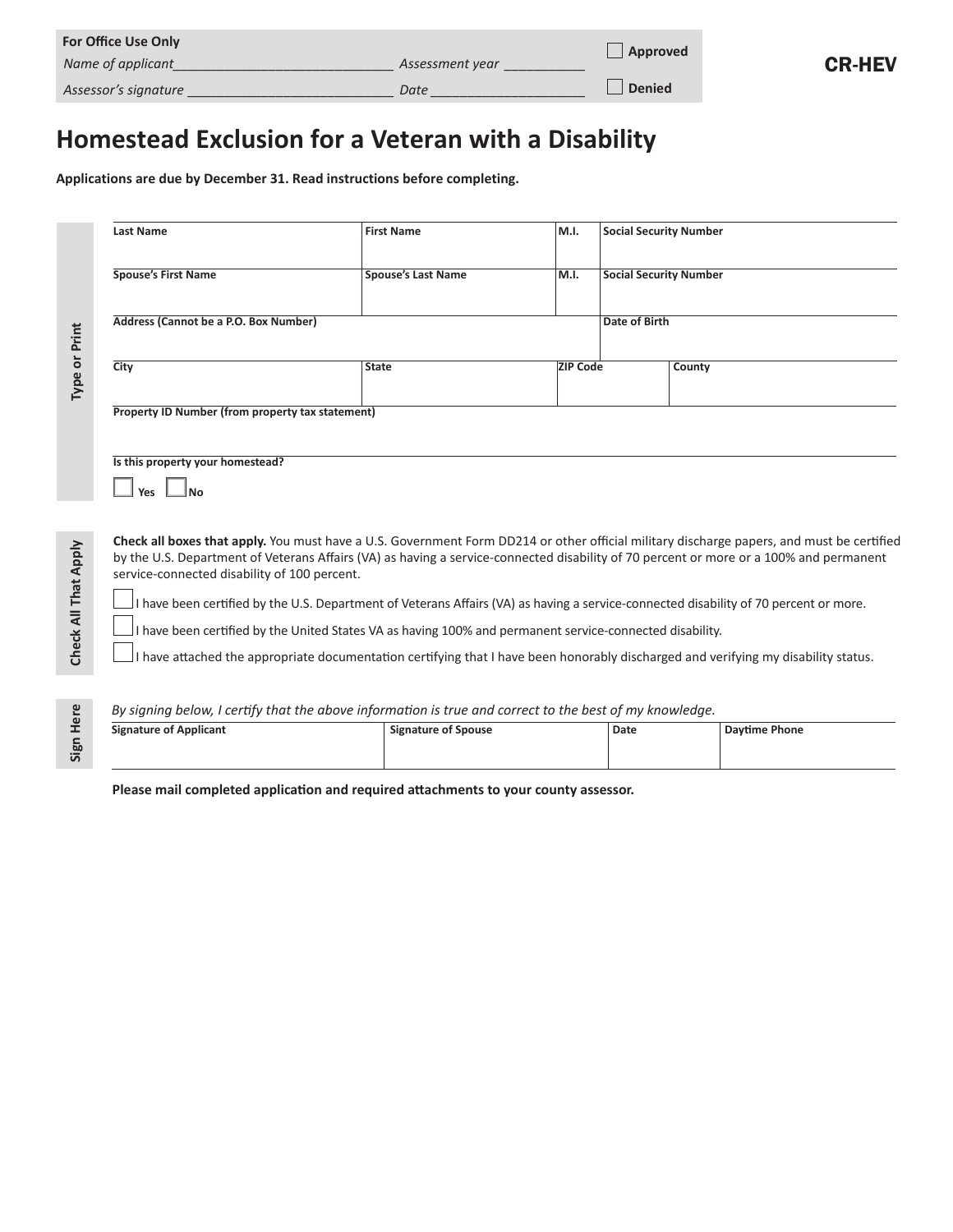**For Office Use Only**

*Name of applicant*\_\_\_\_\_\_\_\_\_\_\_\_\_\_\_\_\_\_\_\_\_\_\_\_\_\_\_\_ *Assessment year* \_\_\_\_\_\_\_\_\_\_\_

*Assessor's signature* \_\_\_\_\_\_\_\_\_\_\_\_\_\_\_\_\_\_\_\_\_\_\_\_\_\_\_\_ *Date* \_\_\_\_\_\_\_\_\_\_\_\_\_\_\_\_\_\_\_\_

☐ **Approved**

☐ **Denied**

**CR-HEV**

# Homestead Exclusion for a Veteran with a Disability

**Applications are due by December 31. Read instructions before completing.**

**Type or Print**

| Last Name | First Name | M.I. | Social Security Number |
|---|---|---|---|
| | | | |

| Spouse's First Name | Spouse's Last Name | M.I. | Social Security Number |
|---|---|---|---|
| | | | |

| Address (Cannot be a P.O. Box Number) | Date of Birth |
|---|---|
| | |

| City | State | ZIP Code | County |
|---|---|---|---|
| | | | |

**Property ID Number (from property tax statement)**

**Is this property your homestead?**

☐ **Yes** ☐ **No**

**Check All That Apply**

**Check all boxes that apply.** You must have a U.S. Government Form DD214 or other official military discharge papers, and must be certified by the U.S. Department of Veterans Affairs (VA) as having a service-connected disability of 70 percent or more or a 100% and permanent service-connected disability of 100 percent.

☐ I have been certified by the U.S. Department of Veterans Affairs (VA) as having a service-connected disability of 70 percent or more.

☐ I have been certified by the United States VA as having 100% and permanent service-connected disability.

☐ I have attached the appropriate documentation certifying that I have been honorably discharged and verifying my disability status.

**Sign Here**

*By signing below, I certify that the above information is true and correct to the best of my knowledge.*

| Signature of Applicant | Signature of Spouse | Date | Daytime Phone |
|---|---|---|---|
| | | | |

**Please mail completed application and required attachments to your county assessor.**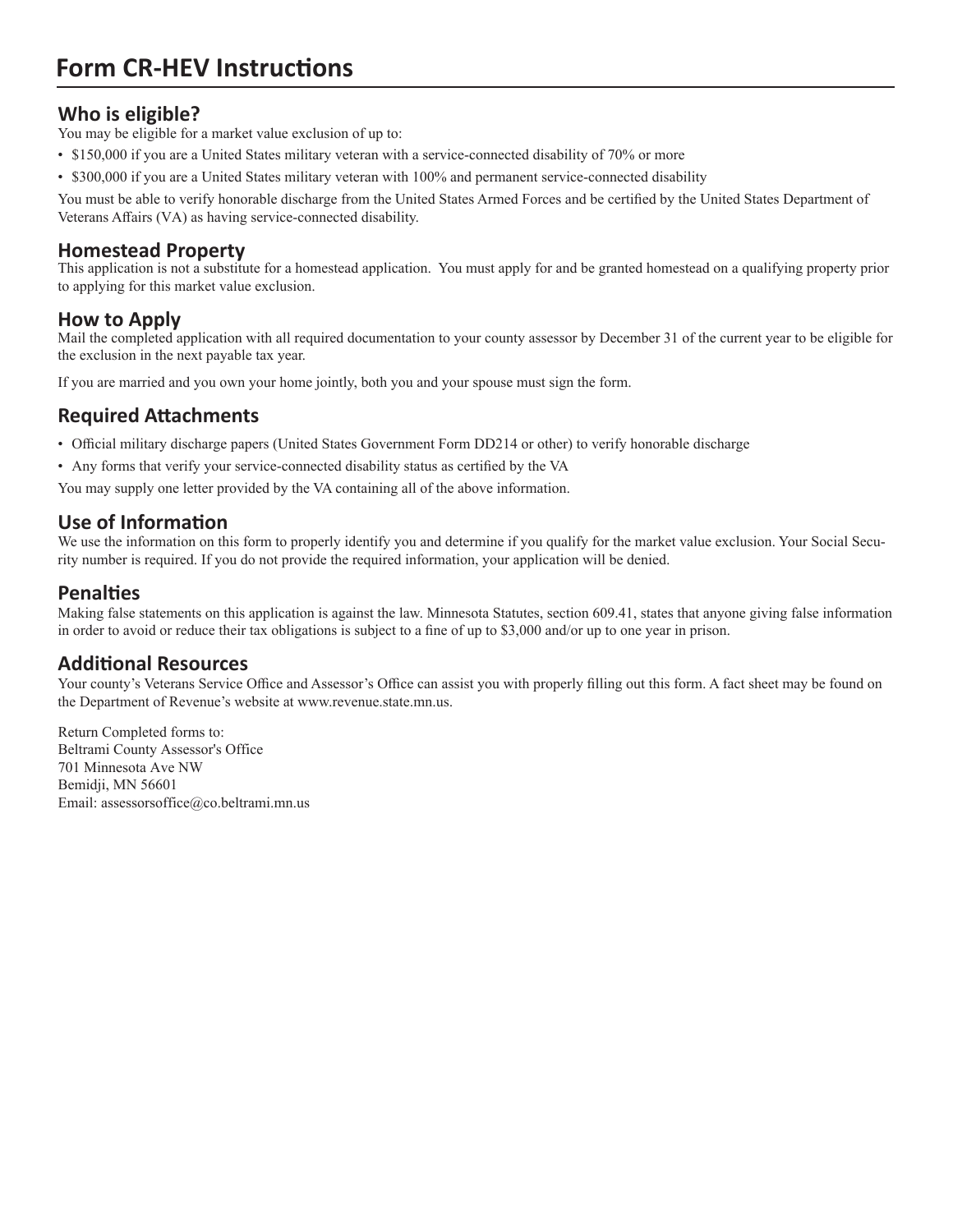# Form CR-HEV Instructions

## Who is eligible?

You may be eligible for a market value exclusion of up to:

- $150,000 if you are a United States military veteran with a service-connected disability of 70% or more
- $300,000 if you are a United States military veteran with 100% and permanent service-connected disability

You must be able to verify honorable discharge from the United States Armed Forces and be certified by the United States Department of Veterans Affairs (VA) as having service-connected disability.

## Homestead Property

This application is not a substitute for a homestead application. You must apply for and be granted homestead on a qualifying property prior to applying for this market value exclusion.

## How to Apply

Mail the completed application with all required documentation to your county assessor by December 31 of the current year to be eligible for the exclusion in the next payable tax year.

If you are married and you own your home jointly, both you and your spouse must sign the form.

## Required Attachments

- Official military discharge papers (United States Government Form DD214 or other) to verify honorable discharge
- Any forms that verify your service-connected disability status as certified by the VA

You may supply one letter provided by the VA containing all of the above information.

## Use of Information

We use the information on this form to properly identify you and determine if you qualify for the market value exclusion. Your Social Security number is required. If you do not provide the required information, your application will be denied.

## Penalties

Making false statements on this application is against the law. Minnesota Statutes, section 609.41, states that anyone giving false information in order to avoid or reduce their tax obligations is subject to a fine of up to $3,000 and/or up to one year in prison.

## Additional Resources

Your county's Veterans Service Office and Assessor's Office can assist you with properly filling out this form. A fact sheet may be found on the Department of Revenue's website at www.revenue.state.mn.us.

Return Completed forms to:
Beltrami County Assessor's Office
701 Minnesota Ave NW
Bemidji, MN 56601
Email: assessorsoffice@co.beltrami.mn.us